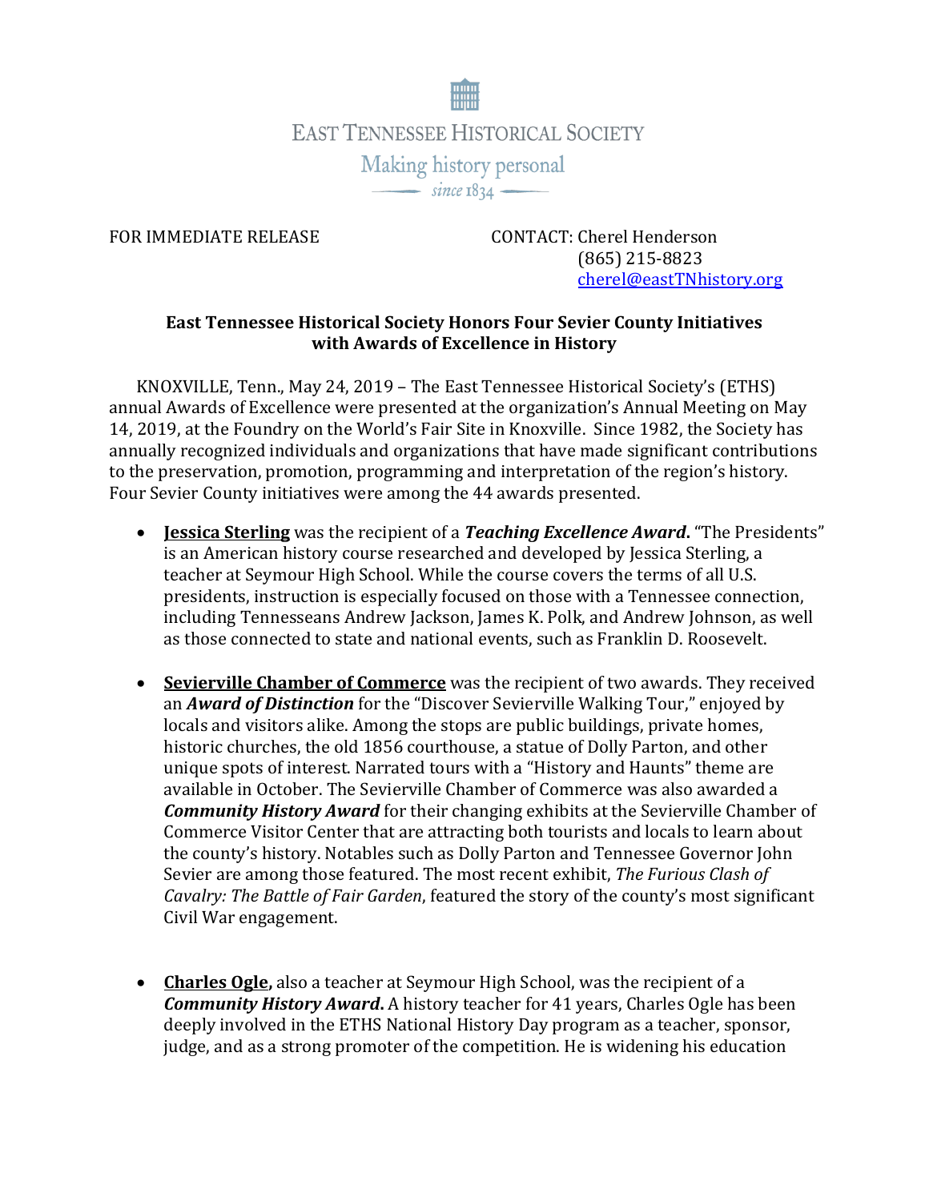EAST TENNESSEE HISTORICAL SOCIETY

Making history personal

since 1834

FOR IMMEDIATE RELEASE

CONTACT: Cherel Henderson
(865) 215-8823
cherel@eastTNhistory.org

**East Tennessee Historical Society Honors Four Sevier County Initiatives with Awards of Excellence in History**

KNOXVILLE, Tenn., May 24, 2019 – The East Tennessee Historical Society's (ETHS) annual Awards of Excellence were presented at the organization's Annual Meeting on May 14, 2019, at the Foundry on the World's Fair Site in Knoxville. Since 1982, the Society has annually recognized individuals and organizations that have made significant contributions to the preservation, promotion, programming and interpretation of the region's history. Four Sevier County initiatives were among the 44 awards presented.

- **Jessica Sterling** was the recipient of a ***Teaching Excellence Award***. "The Presidents" is an American history course researched and developed by Jessica Sterling, a teacher at Seymour High School. While the course covers the terms of all U.S. presidents, instruction is especially focused on those with a Tennessee connection, including Tennesseans Andrew Jackson, James K. Polk, and Andrew Johnson, as well as those connected to state and national events, such as Franklin D. Roosevelt.

- **Sevierville Chamber of Commerce** was the recipient of two awards. They received an ***Award of Distinction*** for the "Discover Sevierville Walking Tour," enjoyed by locals and visitors alike. Among the stops are public buildings, private homes, historic churches, the old 1856 courthouse, a statue of Dolly Parton, and other unique spots of interest. Narrated tours with a "History and Haunts" theme are available in October. The Sevierville Chamber of Commerce was also awarded a ***Community History Award*** for their changing exhibits at the Sevierville Chamber of Commerce Visitor Center that are attracting both tourists and locals to learn about the county's history. Notables such as Dolly Parton and Tennessee Governor John Sevier are among those featured. The most recent exhibit, *The Furious Clash of Cavalry: The Battle of Fair Garden*, featured the story of the county's most significant Civil War engagement.

- **Charles Ogle,** also a teacher at Seymour High School, was the recipient of a ***Community History Award***. A history teacher for 41 years, Charles Ogle has been deeply involved in the ETHS National History Day program as a teacher, sponsor, judge, and as a strong promoter of the competition. He is widening his education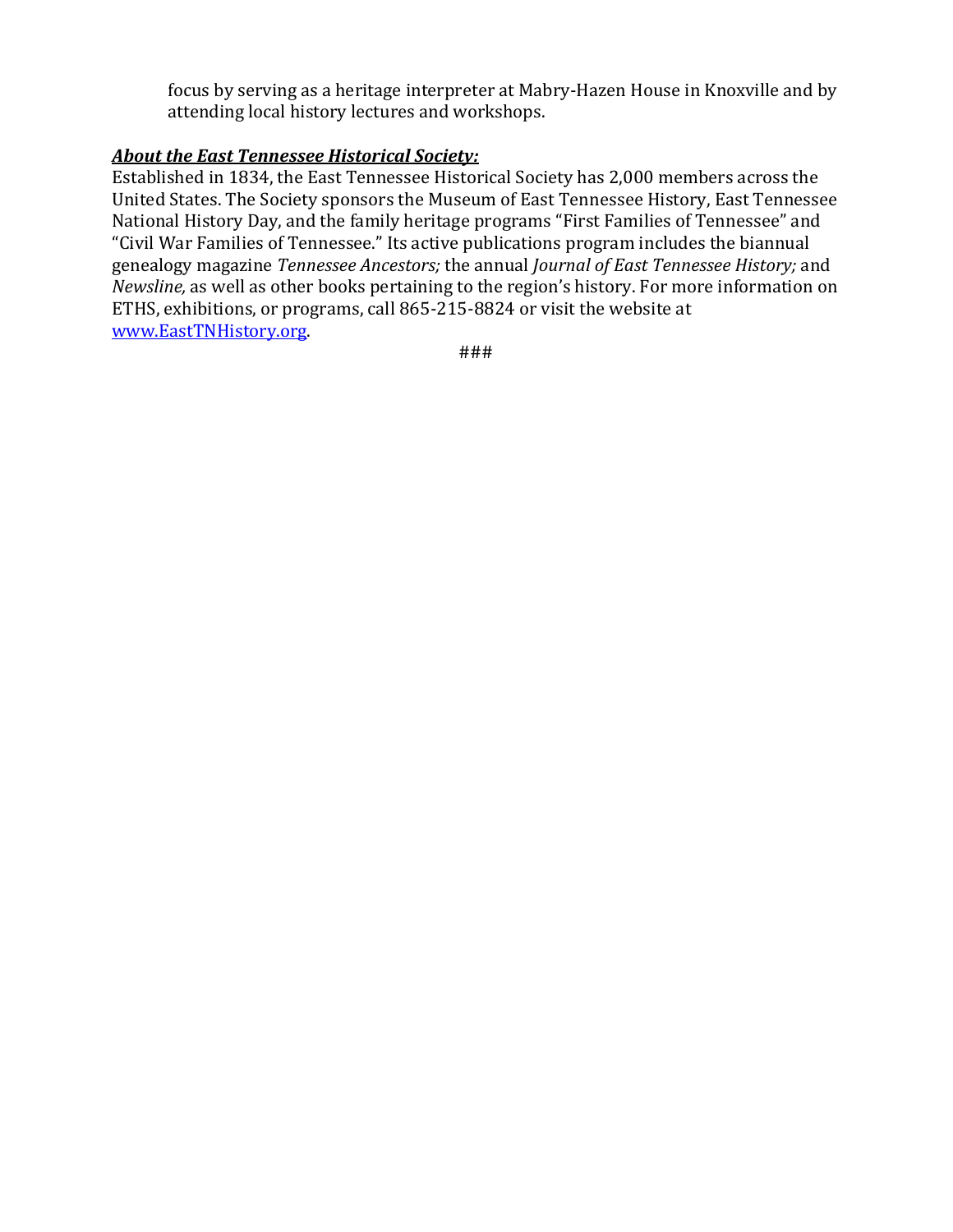focus by serving as a heritage interpreter at Mabry-Hazen House in Knoxville and by attending local history lectures and workshops.

***About the East Tennessee Historical Society:***

Established in 1834, the East Tennessee Historical Society has 2,000 members across the United States. The Society sponsors the Museum of East Tennessee History, East Tennessee National History Day, and the family heritage programs "First Families of Tennessee" and "Civil War Families of Tennessee." Its active publications program includes the biannual genealogy magazine *Tennessee Ancestors;* the annual *Journal of East Tennessee History;* and *Newsline,* as well as other books pertaining to the region's history. For more information on ETHS, exhibitions, or programs, call 865-215-8824 or visit the website at [www.EastTNHistory.org](http://www.EastTNHistory.org).

###